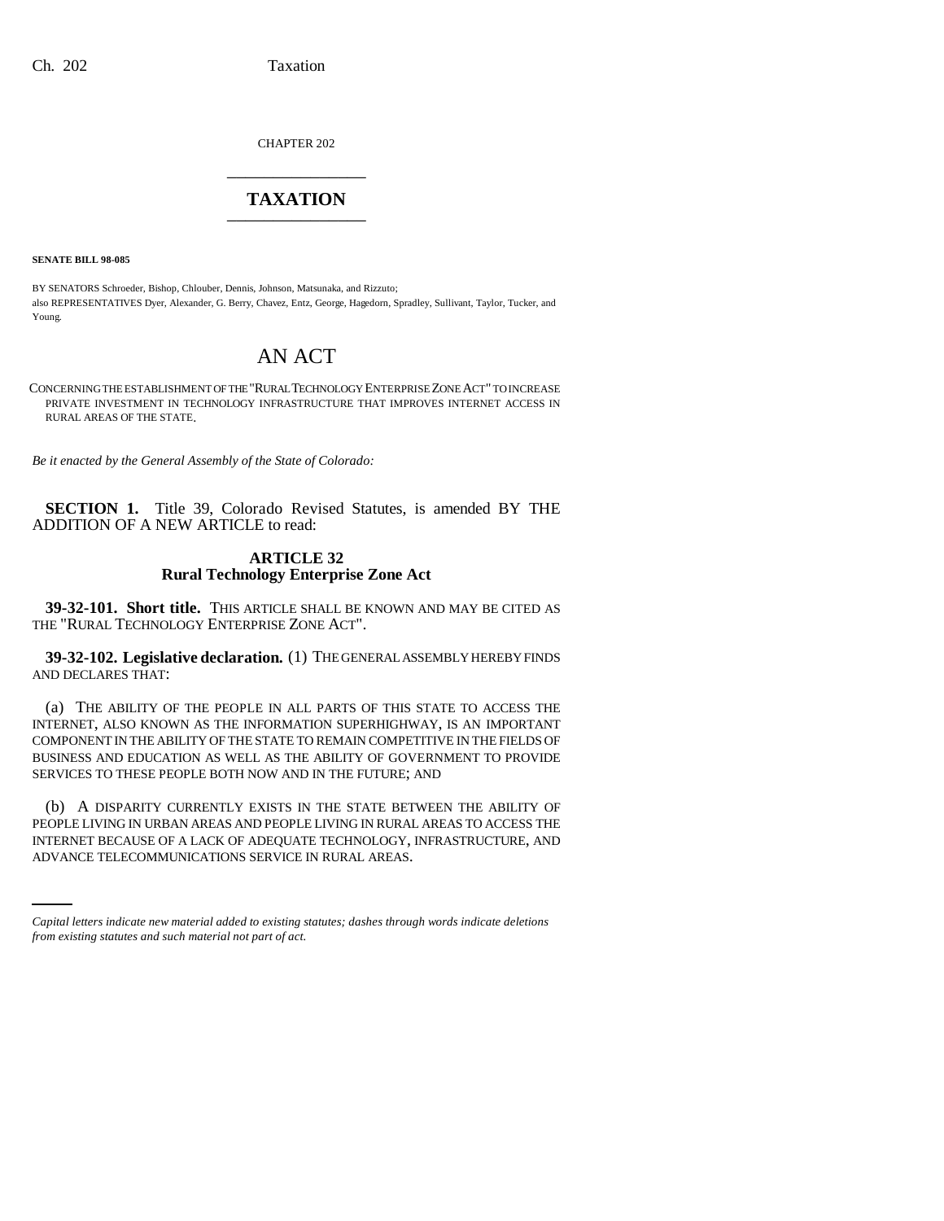CHAPTER 202

# TAXATION

**SENATE BILL 98-085**

BY SENATORS Schroeder, Bishop, Chlouber, Dennis, Johnson, Matsunaka, and Rizzuto;
also REPRESENTATIVES Dyer, Alexander, G. Berry, Chavez, Entz, George, Hagedorn, Spradley, Sullivant, Taylor, Tucker, and Young.

## AN ACT

CONCERNING THE ESTABLISHMENT OF THE "RURAL TECHNOLOGY ENTERPRISE ZONE ACT" TO INCREASE PRIVATE INVESTMENT IN TECHNOLOGY INFRASTRUCTURE THAT IMPROVES INTERNET ACCESS IN RURAL AREAS OF THE STATE.

*Be it enacted by the General Assembly of the State of Colorado:*

**SECTION 1.** Title 39, Colorado Revised Statutes, is amended BY THE ADDITION OF A NEW ARTICLE to read:

### ARTICLE 32
### Rural Technology Enterprise Zone Act

**39-32-101. Short title.** THIS ARTICLE SHALL BE KNOWN AND MAY BE CITED AS THE "RURAL TECHNOLOGY ENTERPRISE ZONE ACT".

**39-32-102. Legislative declaration.** (1) THE GENERAL ASSEMBLY HEREBY FINDS AND DECLARES THAT:

(a) THE ABILITY OF THE PEOPLE IN ALL PARTS OF THIS STATE TO ACCESS THE INTERNET, ALSO KNOWN AS THE INFORMATION SUPERHIGHWAY, IS AN IMPORTANT COMPONENT IN THE ABILITY OF THE STATE TO REMAIN COMPETITIVE IN THE FIELDS OF BUSINESS AND EDUCATION AS WELL AS THE ABILITY OF GOVERNMENT TO PROVIDE SERVICES TO THESE PEOPLE BOTH NOW AND IN THE FUTURE; AND

(b) A DISPARITY CURRENTLY EXISTS IN THE STATE BETWEEN THE ABILITY OF PEOPLE LIVING IN URBAN AREAS AND PEOPLE LIVING IN RURAL AREAS TO ACCESS THE INTERNET BECAUSE OF A LACK OF ADEQUATE TECHNOLOGY, INFRASTRUCTURE, AND ADVANCE TELECOMMUNICATIONS SERVICE IN RURAL AREAS.

*Capital letters indicate new material added to existing statutes; dashes through words indicate deletions from existing statutes and such material not part of act.*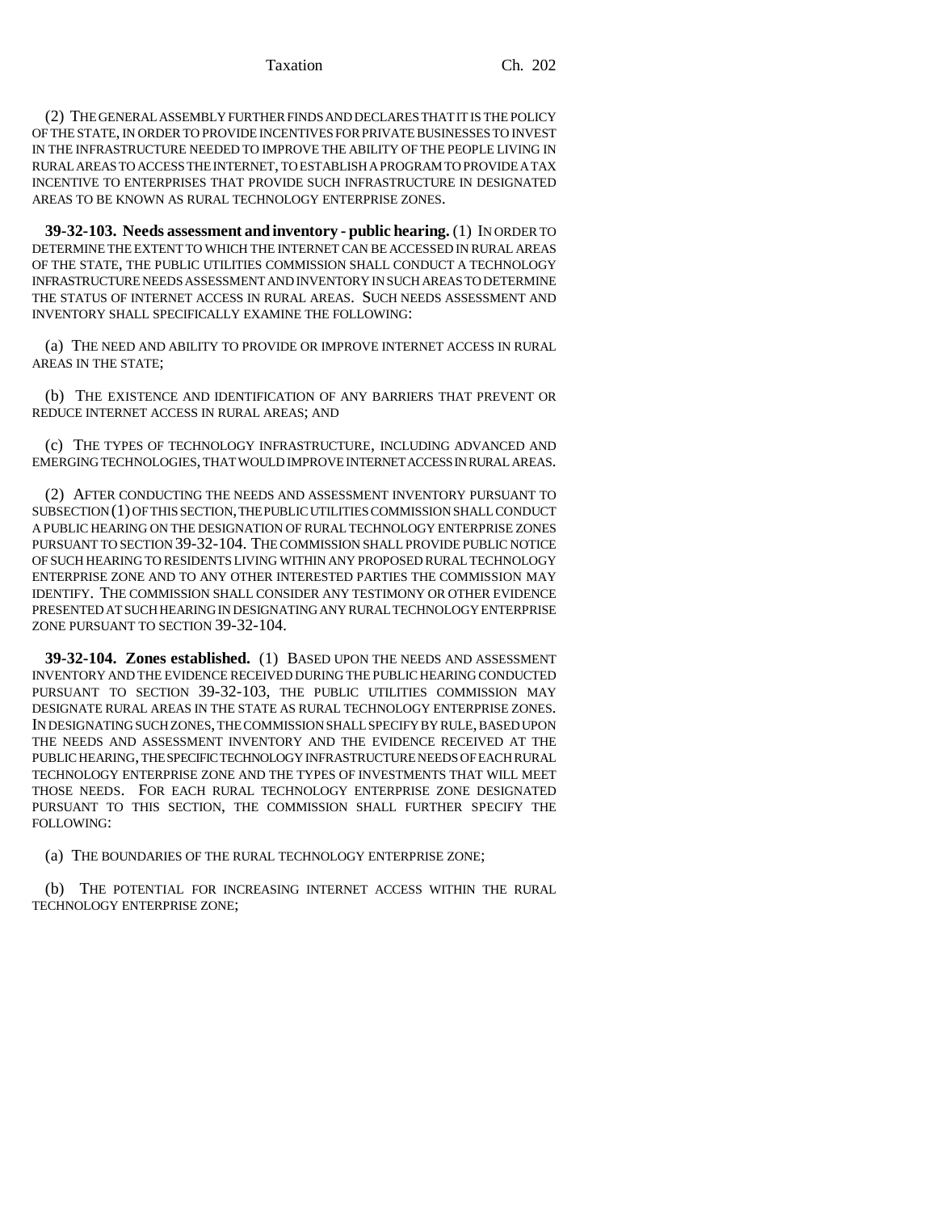(2) THE GENERAL ASSEMBLY FURTHER FINDS AND DECLARES THAT IT IS THE POLICY OF THE STATE, IN ORDER TO PROVIDE INCENTIVES FOR PRIVATE BUSINESSES TO INVEST IN THE INFRASTRUCTURE NEEDED TO IMPROVE THE ABILITY OF THE PEOPLE LIVING IN RURAL AREAS TO ACCESS THE INTERNET, TO ESTABLISH A PROGRAM TO PROVIDE A TAX INCENTIVE TO ENTERPRISES THAT PROVIDE SUCH INFRASTRUCTURE IN DESIGNATED AREAS TO BE KNOWN AS RURAL TECHNOLOGY ENTERPRISE ZONES.

**39-32-103. Needs assessment and inventory - public hearing.** (1) IN ORDER TO DETERMINE THE EXTENT TO WHICH THE INTERNET CAN BE ACCESSED IN RURAL AREAS OF THE STATE, THE PUBLIC UTILITIES COMMISSION SHALL CONDUCT A TECHNOLOGY INFRASTRUCTURE NEEDS ASSESSMENT AND INVENTORY IN SUCH AREAS TO DETERMINE THE STATUS OF INTERNET ACCESS IN RURAL AREAS. SUCH NEEDS ASSESSMENT AND INVENTORY SHALL SPECIFICALLY EXAMINE THE FOLLOWING:

(a) THE NEED AND ABILITY TO PROVIDE OR IMPROVE INTERNET ACCESS IN RURAL AREAS IN THE STATE;

(b) THE EXISTENCE AND IDENTIFICATION OF ANY BARRIERS THAT PREVENT OR REDUCE INTERNET ACCESS IN RURAL AREAS; AND

(c) THE TYPES OF TECHNOLOGY INFRASTRUCTURE, INCLUDING ADVANCED AND EMERGING TECHNOLOGIES, THAT WOULD IMPROVE INTERNET ACCESS IN RURAL AREAS.

(2) AFTER CONDUCTING THE NEEDS AND ASSESSMENT INVENTORY PURSUANT TO SUBSECTION (1) OF THIS SECTION, THE PUBLIC UTILITIES COMMISSION SHALL CONDUCT A PUBLIC HEARING ON THE DESIGNATION OF RURAL TECHNOLOGY ENTERPRISE ZONES PURSUANT TO SECTION 39-32-104. THE COMMISSION SHALL PROVIDE PUBLIC NOTICE OF SUCH HEARING TO RESIDENTS LIVING WITHIN ANY PROPOSED RURAL TECHNOLOGY ENTERPRISE ZONE AND TO ANY OTHER INTERESTED PARTIES THE COMMISSION MAY IDENTIFY. THE COMMISSION SHALL CONSIDER ANY TESTIMONY OR OTHER EVIDENCE PRESENTED AT SUCH HEARING IN DESIGNATING ANY RURAL TECHNOLOGY ENTERPRISE ZONE PURSUANT TO SECTION 39-32-104.

**39-32-104. Zones established.** (1) BASED UPON THE NEEDS AND ASSESSMENT INVENTORY AND THE EVIDENCE RECEIVED DURING THE PUBLIC HEARING CONDUCTED PURSUANT TO SECTION 39-32-103, THE PUBLIC UTILITIES COMMISSION MAY DESIGNATE RURAL AREAS IN THE STATE AS RURAL TECHNOLOGY ENTERPRISE ZONES. IN DESIGNATING SUCH ZONES, THE COMMISSION SHALL SPECIFY BY RULE, BASED UPON THE NEEDS AND ASSESSMENT INVENTORY AND THE EVIDENCE RECEIVED AT THE PUBLIC HEARING, THE SPECIFIC TECHNOLOGY INFRASTRUCTURE NEEDS OF EACH RURAL TECHNOLOGY ENTERPRISE ZONE AND THE TYPES OF INVESTMENTS THAT WILL MEET THOSE NEEDS. FOR EACH RURAL TECHNOLOGY ENTERPRISE ZONE DESIGNATED PURSUANT TO THIS SECTION, THE COMMISSION SHALL FURTHER SPECIFY THE FOLLOWING:

(a) THE BOUNDARIES OF THE RURAL TECHNOLOGY ENTERPRISE ZONE;

(b) THE POTENTIAL FOR INCREASING INTERNET ACCESS WITHIN THE RURAL TECHNOLOGY ENTERPRISE ZONE;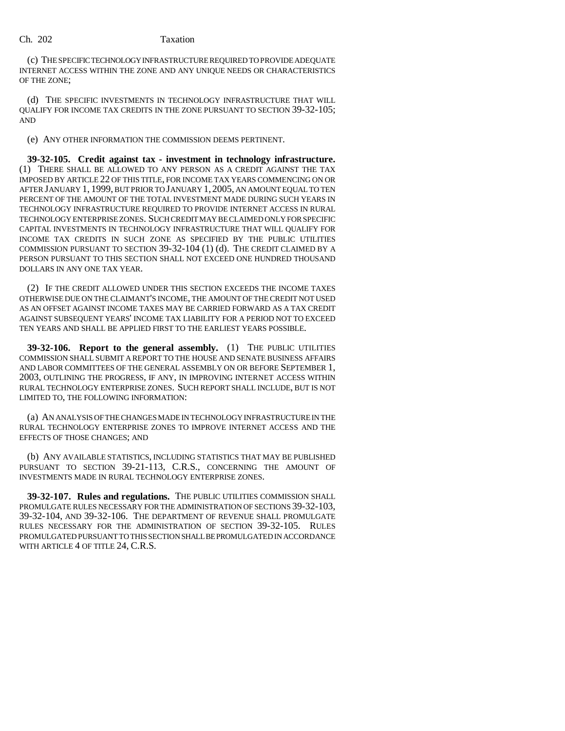(c) THE SPECIFIC TECHNOLOGY INFRASTRUCTURE REQUIRED TO PROVIDE ADEQUATE INTERNET ACCESS WITHIN THE ZONE AND ANY UNIQUE NEEDS OR CHARACTERISTICS OF THE ZONE;

(d) THE SPECIFIC INVESTMENTS IN TECHNOLOGY INFRASTRUCTURE THAT WILL QUALIFY FOR INCOME TAX CREDITS IN THE ZONE PURSUANT TO SECTION 39-32-105; AND

(e) ANY OTHER INFORMATION THE COMMISSION DEEMS PERTINENT.

**39-32-105. Credit against tax - investment in technology infrastructure.** (1) THERE SHALL BE ALLOWED TO ANY PERSON AS A CREDIT AGAINST THE TAX IMPOSED BY ARTICLE 22 OF THIS TITLE, FOR INCOME TAX YEARS COMMENCING ON OR AFTER JANUARY 1, 1999, BUT PRIOR TO JANUARY 1, 2005, AN AMOUNT EQUAL TO TEN PERCENT OF THE AMOUNT OF THE TOTAL INVESTMENT MADE DURING SUCH YEARS IN TECHNOLOGY INFRASTRUCTURE REQUIRED TO PROVIDE INTERNET ACCESS IN RURAL TECHNOLOGY ENTERPRISE ZONES. SUCH CREDIT MAY BE CLAIMED ONLY FOR SPECIFIC CAPITAL INVESTMENTS IN TECHNOLOGY INFRASTRUCTURE THAT WILL QUALIFY FOR INCOME TAX CREDITS IN SUCH ZONE AS SPECIFIED BY THE PUBLIC UTILITIES COMMISSION PURSUANT TO SECTION 39-32-104 (1) (d). THE CREDIT CLAIMED BY A PERSON PURSUANT TO THIS SECTION SHALL NOT EXCEED ONE HUNDRED THOUSAND DOLLARS IN ANY ONE TAX YEAR.

(2) IF THE CREDIT ALLOWED UNDER THIS SECTION EXCEEDS THE INCOME TAXES OTHERWISE DUE ON THE CLAIMANT'S INCOME, THE AMOUNT OF THE CREDIT NOT USED AS AN OFFSET AGAINST INCOME TAXES MAY BE CARRIED FORWARD AS A TAX CREDIT AGAINST SUBSEQUENT YEARS' INCOME TAX LIABILITY FOR A PERIOD NOT TO EXCEED TEN YEARS AND SHALL BE APPLIED FIRST TO THE EARLIEST YEARS POSSIBLE.

**39-32-106. Report to the general assembly.** (1) THE PUBLIC UTILITIES COMMISSION SHALL SUBMIT A REPORT TO THE HOUSE AND SENATE BUSINESS AFFAIRS AND LABOR COMMITTEES OF THE GENERAL ASSEMBLY ON OR BEFORE SEPTEMBER 1, 2003, OUTLINING THE PROGRESS, IF ANY, IN IMPROVING INTERNET ACCESS WITHIN RURAL TECHNOLOGY ENTERPRISE ZONES. SUCH REPORT SHALL INCLUDE, BUT IS NOT LIMITED TO, THE FOLLOWING INFORMATION:

(a) AN ANALYSIS OF THE CHANGES MADE IN TECHNOLOGY INFRASTRUCTURE IN THE RURAL TECHNOLOGY ENTERPRISE ZONES TO IMPROVE INTERNET ACCESS AND THE EFFECTS OF THOSE CHANGES; AND

(b) ANY AVAILABLE STATISTICS, INCLUDING STATISTICS THAT MAY BE PUBLISHED PURSUANT TO SECTION 39-21-113, C.R.S., CONCERNING THE AMOUNT OF INVESTMENTS MADE IN RURAL TECHNOLOGY ENTERPRISE ZONES.

**39-32-107. Rules and regulations.** THE PUBLIC UTILITIES COMMISSION SHALL PROMULGATE RULES NECESSARY FOR THE ADMINISTRATION OF SECTIONS 39-32-103, 39-32-104, AND 39-32-106. THE DEPARTMENT OF REVENUE SHALL PROMULGATE RULES NECESSARY FOR THE ADMINISTRATION OF SECTION 39-32-105. RULES PROMULGATED PURSUANT TO THIS SECTION SHALL BE PROMULGATED IN ACCORDANCE WITH ARTICLE 4 OF TITLE 24, C.R.S.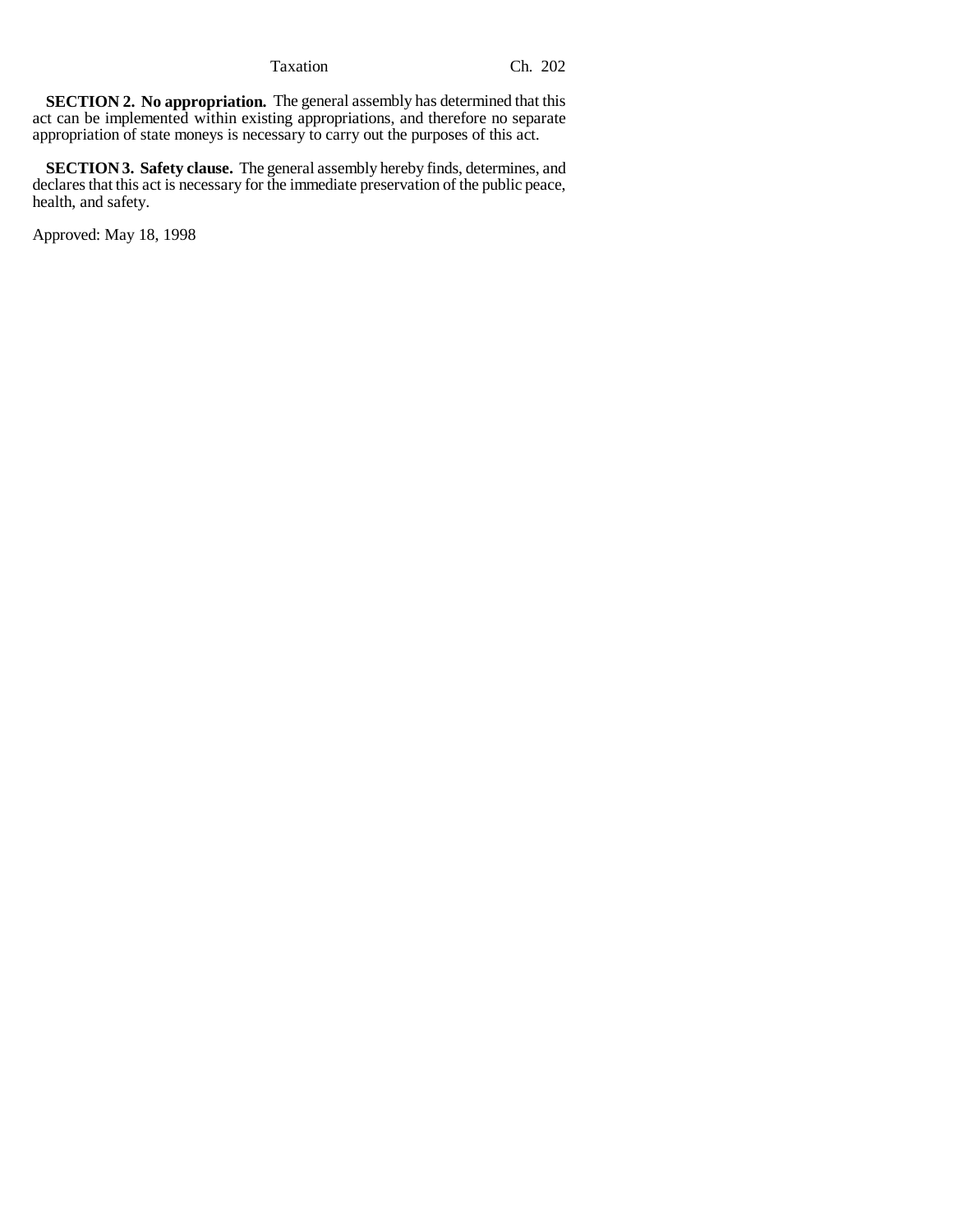**SECTION 2. No appropriation.** The general assembly has determined that this act can be implemented within existing appropriations, and therefore no separate appropriation of state moneys is necessary to carry out the purposes of this act.

**SECTION 3. Safety clause.** The general assembly hereby finds, determines, and declares that this act is necessary for the immediate preservation of the public peace, health, and safety.

Approved: May 18, 1998